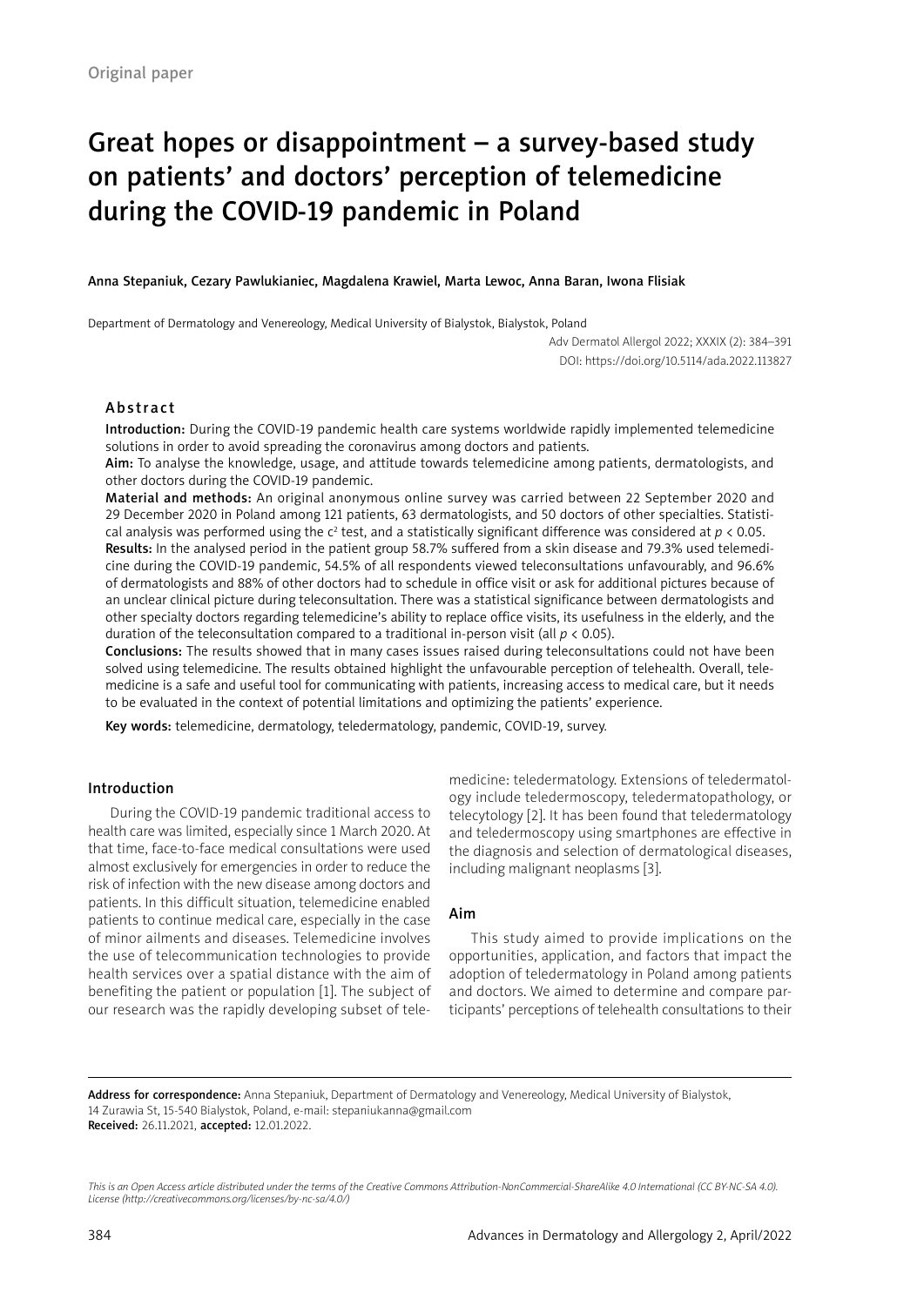Original paper

# Great hopes or disappointment – a survey-based study on patients' and doctors' perception of telemedicine during the COVID-19 pandemic in Poland

**Anna Stepaniuk, Cezary Pawlukianiec, Magdalena Krawiel, Marta Lewoc, Anna Baran, Iwona Flisiak**

Department of Dermatology and Venereology, Medical University of Bialystok, Bialystok, Poland

Adv Dermatol Allergol 2022; XXXIX (2): 384–391
DOI: https://doi.org/10.5114/ada.2022.113827

## Abstract

**Introduction:** During the COVID-19 pandemic health care systems worldwide rapidly implemented telemedicine solutions in order to avoid spreading the coronavirus among doctors and patients.

**Aim:** To analyse the knowledge, usage, and attitude towards telemedicine among patients, dermatologists, and other doctors during the COVID-19 pandemic.

**Material and methods:** An original anonymous online survey was carried between 22 September 2020 and 29 December 2020 in Poland among 121 patients, 63 dermatologists, and 50 doctors of other specialties. Statistical analysis was performed using the $c^2$ test, and a statistically significant difference was considered at $p < 0.05$.

**Results:** In the analysed period in the patient group 58.7% suffered from a skin disease and 79.3% used telemedicine during the COVID-19 pandemic, 54.5% of all respondents viewed teleconsultations unfavourably, and 96.6% of dermatologists and 88% of other doctors had to schedule in office visit or ask for additional pictures because of an unclear clinical picture during teleconsultation. There was a statistical significance between dermatologists and other specialty doctors regarding telemedicine's ability to replace office visits, its usefulness in the elderly, and the duration of the teleconsultation compared to a traditional in-person visit (all $p < 0.05$).

**Conclusions:** The results showed that in many cases issues raised during teleconsultations could not have been solved using telemedicine. The results obtained highlight the unfavourable perception of telehealth. Overall, telemedicine is a safe and useful tool for communicating with patients, increasing access to medical care, but it needs to be evaluated in the context of potential limitations and optimizing the patients' experience.

**Key words:** telemedicine, dermatology, teledermatology, pandemic, COVID-19, survey.

## Introduction

During the COVID-19 pandemic traditional access to health care was limited, especially since 1 March 2020. At that time, face-to-face medical consultations were used almost exclusively for emergencies in order to reduce the risk of infection with the new disease among doctors and patients. In this difficult situation, telemedicine enabled patients to continue medical care, especially in the case of minor ailments and diseases. Telemedicine involves the use of telecommunication technologies to provide health services over a spatial distance with the aim of benefiting the patient or population [1]. The subject of our research was the rapidly developing subset of telemedicine: teledermatology. Extensions of teledermatology include teledermoscopy, teledermatopathology, or telecytology [2]. It has been found that teledermatology and teledermoscopy using smartphones are effective in the diagnosis and selection of dermatological diseases, including malignant neoplasms [3].

## Aim

This study aimed to provide implications on the opportunities, application, and factors that impact the adoption of teledermatology in Poland among patients and doctors. We aimed to determine and compare participants' perceptions of telehealth consultations to their

**Address for correspondence:** Anna Stepaniuk, Department of Dermatology and Venereology, Medical University of Bialystok, 14 Zurawia St, 15-540 Bialystok, Poland, e-mail: stepaniukanna@gmail.com
**Received:** 26.11.2021, **accepted:** 12.01.2022.

*This is an Open Access article distributed under the terms of the Creative Commons Attribution-NonCommercial-ShareAlike 4.0 International (CC BY-NC-SA 4.0). License (http://creativecommons.org/licenses/by-nc-sa/4.0/)*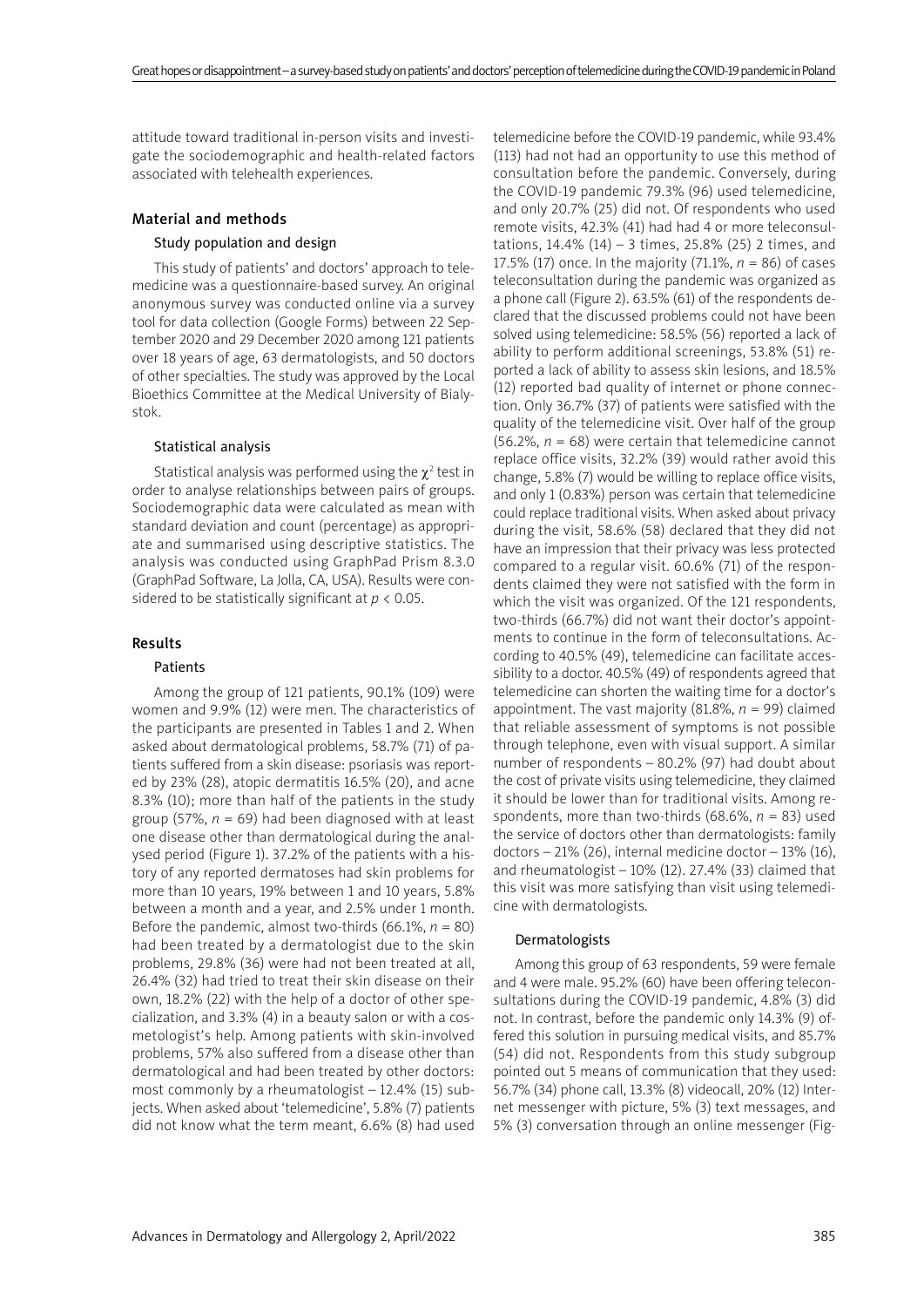attitude toward traditional in-person visits and investigate the sociodemographic and health-related factors associated with telehealth experiences.

## Material and methods

### Study population and design

This study of patients' and doctors' approach to telemedicine was a questionnaire-based survey. An original anonymous survey was conducted online via a survey tool for data collection (Google Forms) between 22 September 2020 and 29 December 2020 among 121 patients over 18 years of age, 63 dermatologists, and 50 doctors of other specialties. The study was approved by the Local Bioethics Committee at the Medical University of Bialystok.

### Statistical analysis

Statistical analysis was performed using the $\chi^2$ test in order to analyse relationships between pairs of groups. Sociodemographic data were calculated as mean with standard deviation and count (percentage) as appropriate and summarised using descriptive statistics. The analysis was conducted using GraphPad Prism 8.3.0 (GraphPad Software, La Jolla, CA, USA). Results were considered to be statistically significant at $p < 0.05$.

## Results

### Patients

Among the group of 121 patients, 90.1% (109) were women and 9.9% (12) were men. The characteristics of the participants are presented in Tables 1 and 2. When asked about dermatological problems, 58.7% (71) of patients suffered from a skin disease: psoriasis was reported by 23% (28), atopic dermatitis 16.5% (20), and acne 8.3% (10); more than half of the patients in the study group (57%, *n* = 69) had been diagnosed with at least one disease other than dermatological during the analysed period (Figure 1). 37.2% of the patients with a history of any reported dermatoses had skin problems for more than 10 years, 19% between 1 and 10 years, 5.8% between a month and a year, and 2.5% under 1 month. Before the pandemic, almost two-thirds (66.1%, *n* = 80) had been treated by a dermatologist due to the skin problems, 29.8% (36) were had not been treated at all, 26.4% (32) had tried to treat their skin disease on their own, 18.2% (22) with the help of a doctor of other specialization, and 3.3% (4) in a beauty salon or with a cosmetologist's help. Among patients with skin-involved problems, 57% also suffered from a disease other than dermatological and had been treated by other doctors: most commonly by a rheumatologist – 12.4% (15) subjects. When asked about 'telemedicine', 5.8% (7) patients did not know what the term meant, 6.6% (8) had used telemedicine before the COVID-19 pandemic, while 93.4% (113) had not had an opportunity to use this method of consultation before the pandemic. Conversely, during the COVID-19 pandemic 79.3% (96) used telemedicine, and only 20.7% (25) did not. Of respondents who used remote visits, 42.3% (41) had had 4 or more teleconsultations, 14.4% (14) – 3 times, 25.8% (25) 2 times, and 17.5% (17) once. In the majority (71.1%, *n* = 86) of cases teleconsultation during the pandemic was organized as a phone call (Figure 2). 63.5% (61) of the respondents declared that the discussed problems could not have been solved using telemedicine: 58.5% (56) reported a lack of ability to perform additional screenings, 53.8% (51) reported a lack of ability to assess skin lesions, and 18.5% (12) reported bad quality of internet or phone connection. Only 36.7% (37) of patients were satisfied with the quality of the telemedicine visit. Over half of the group (56.2%, *n* = 68) were certain that telemedicine cannot replace office visits, 32.2% (39) would rather avoid this change, 5.8% (7) would be willing to replace office visits, and only 1 (0.83%) person was certain that telemedicine could replace traditional visits. When asked about privacy during the visit, 58.6% (58) declared that they did not have an impression that their privacy was less protected compared to a regular visit. 60.6% (71) of the respondents claimed they were not satisfied with the form in which the visit was organized. Of the 121 respondents, two-thirds (66.7%) did not want their doctor's appointments to continue in the form of teleconsultations. According to 40.5% (49), telemedicine can facilitate accessibility to a doctor. 40.5% (49) of respondents agreed that telemedicine can shorten the waiting time for a doctor's appointment. The vast majority (81.8%, *n* = 99) claimed that reliable assessment of symptoms is not possible through telephone, even with visual support. A similar number of respondents – 80.2% (97) had doubt about the cost of private visits using telemedicine, they claimed it should be lower than for traditional visits. Among respondents, more than two-thirds (68.6%, *n* = 83) used the service of doctors other than dermatologists: family doctors – 21% (26), internal medicine doctor – 13% (16), and rheumatologist – 10% (12). 27.4% (33) claimed that this visit was more satisfying than visit using telemedicine with dermatologists.

### Dermatologists

Among this group of 63 respondents, 59 were female and 4 were male. 95.2% (60) have been offering teleconsultations during the COVID-19 pandemic, 4.8% (3) did not. In contrast, before the pandemic only 14.3% (9) offered this solution in pursuing medical visits, and 85.7% (54) did not. Respondents from this study subgroup pointed out 5 means of communication that they used: 56.7% (34) phone call, 13.3% (8) videocall, 20% (12) Internet messenger with picture, 5% (3) text messages, and 5% (3) conversation through an online messenger (Fig-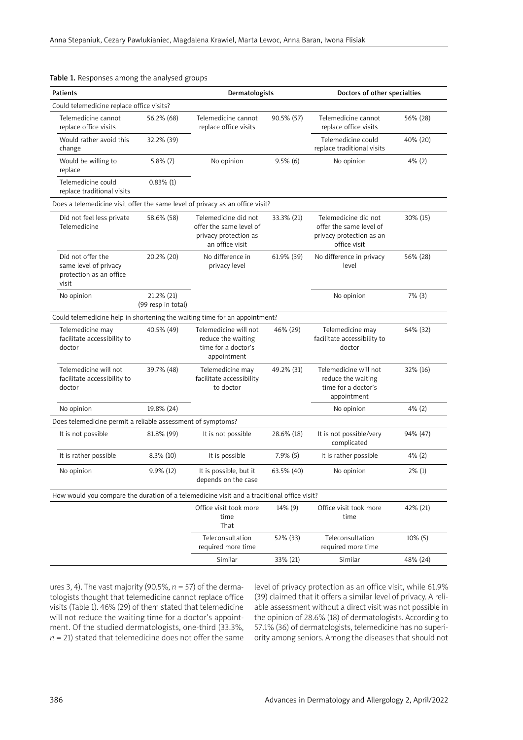**Table 1.** Responses among the analysed groups

| Patients | | Dermatologists | | Doctors of other specialties | |
|---|---|---|---|---|---|
| **Could telemedicine replace office visits?** | | | | | |
| Telemedicine cannot replace office visits | 56.2% (68) | Telemedicine cannot replace office visits | 90.5% (57) | Telemedicine cannot replace office visits | 56% (28) |
| Would rather avoid this change | 32.2% (39) | | | Telemedicine could replace traditional visits | 40% (20) |
| Would be willing to replace | 5.8% (7) | No opinion | 9.5% (6) | No opinion | 4% (2) |
| Telemedicine could replace traditional visits | 0.83% (1) | | | | |
| **Does a telemedicine visit offer the same level of privacy as an office visit?** | | | | | |
| Did not feel less private Telemedicine | 58.6% (58) | Telemedicine did not offer the same level of privacy protection as an office visit | 33.3% (21) | Telemedicine did not offer the same level of privacy protection as an office visit | 30% (15) |
| Did not offer the same level of privacy protection as an office visit | 20.2% (20) | No difference in privacy level | 61.9% (39) | No difference in privacy level | 56% (28) |
| No opinion | 21.2% (21) (99 resp in total) | | | No opinion | 7% (3) |
| **Could telemedicine help in shortening the waiting time for an appointment?** | | | | | |
| Telemedicine may facilitate accessibility to doctor | 40.5% (49) | Telemedicine will not reduce the waiting time for a doctor's appointment | 46% (29) | Telemedicine may facilitate accessibility to doctor | 64% (32) |
| Telemedicine will not facilitate accessibility to doctor | 39.7% (48) | Telemedicine may facilitate accessibility to doctor | 49.2% (31) | Telemedicine will not reduce the waiting time for a doctor's appointment | 32% (16) |
| No opinion | 19.8% (24) | | | No opinion | 4% (2) |
| **Does telemedicine permit a reliable assessment of symptoms?** | | | | | |
| It is not possible | 81.8% (99) | It is not possible | 28.6% (18) | It is not possible/very complicated | 94% (47) |
| It is rather possible | 8.3% (10) | It is possible | 7.9% (5) | It is rather possible | 4% (2) |
| No opinion | 9.9% (12) | It is possible, but it depends on the case | 63.5% (40) | No opinion | 2% (1) |
| **How would you compare the duration of a telemedicine visit and a traditional office visit?** | | | | | |
| | | Office visit took more time That | 14% (9) | Office visit took more time | 42% (21) |
| | | Teleconsultation required more time | 52% (33) | Teleconsultation required more time | 10% (5) |
| | | Similar | 33% (21) | Similar | 48% (24) |

ures 3, 4). The vast majority (90.5%, $n = 57$) of the dermatologists thought that telemedicine cannot replace office visits (Table 1). 46% (29) of them stated that telemedicine will not reduce the waiting time for a doctor's appointment. Of the studied dermatologists, one-third (33.3%, $n = 21$) stated that telemedicine does not offer the same level of privacy protection as an office visit, while 61.9% (39) claimed that it offers a similar level of privacy. A reliable assessment without a direct visit was not possible in the opinion of 28.6% (18) of dermatologists. According to 57.1% (36) of dermatologists, telemedicine has no superiority among seniors. Among the diseases that should not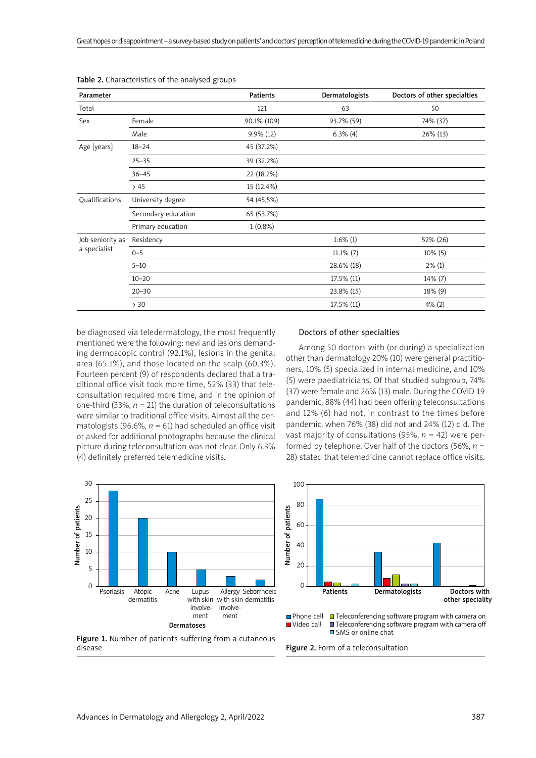Table 2. Characteristics of the analysed groups

| Parameter | | Patients | Dermatologists | Doctors of other specialties |
|---|---|---|---|---|
| Total | | 121 | 63 | 50 |
| Sex | Female | 90.1% (109) | 93.7% (59) | 74% (37) |
| | Male | 9.9% (12) | 6.3% (4) | 26% (13) |
| Age [years] | 18–24 | 45 (37.2%) | | |
| | 25–35 | 39 (32.2%) | | |
| | 36–45 | 22 (18.2%) | | |
| | > 45 | 15 (12.4%) | | |
| Qualifications | University degree | 54 (45,5%) | | |
| | Secondary education | 65 (53.7%) | | |
| | Primary education | 1 (0.8%) | | |
| Job seniority as a specialist | Residency | | 1.6% (1) | 52% (26) |
| | 0–5 | | 11.1% (7) | 10% (5) |
| | 5–10 | | 28.6% (18) | 2% (1) |
| | 10–20 | | 17.5% (11) | 14% (7) |
| | 20–30 | | 23.8% (15) | 18% (9) |
| | > 30 | | 17.5% (11) | 4% (2) |

be diagnosed via teledermatology, the most frequently mentioned were the following: nevi and lesions demanding dermoscopic control (92.1%), lesions in the genital area (65.1%), and those located on the scalp (60.3%). Fourteen percent (9) of respondents declared that a traditional office visit took more time, 52% (33) that teleconsultation required more time, and in the opinion of one-third (33%, *n* = 21) the duration of teleconsultations were similar to traditional office visits. Almost all the dermatologists (96.6%, *n* = 61) had scheduled an office visit or asked for additional photographs because the clinical picture during teleconsultation was not clear. Only 6.3% (4) definitely preferred telemedicine visits.

### Doctors of other specialties

Among 50 doctors with (or during) a specialization other than dermatology 20% (10) were general practitioners, 10% (5) specialized in internal medicine, and 10% (5) were paediatricians. Of that studied subgroup, 74% (37) were female and 26% (13) male. During the COVID-19 pandemic, 88% (44) had been offering teleconsultations and 12% (6) had not, in contrast to the times before pandemic, when 76% (38) did not and 24% (12) did. The vast majority of consultations (95%, *n* = 42) were performed by telephone. Over half of the doctors (56%, *n* = 28) stated that telemedicine cannot replace office visits.

Figure 1. Number of patients suffering from a cutaneous disease

Figure 2. Form of a teleconsultation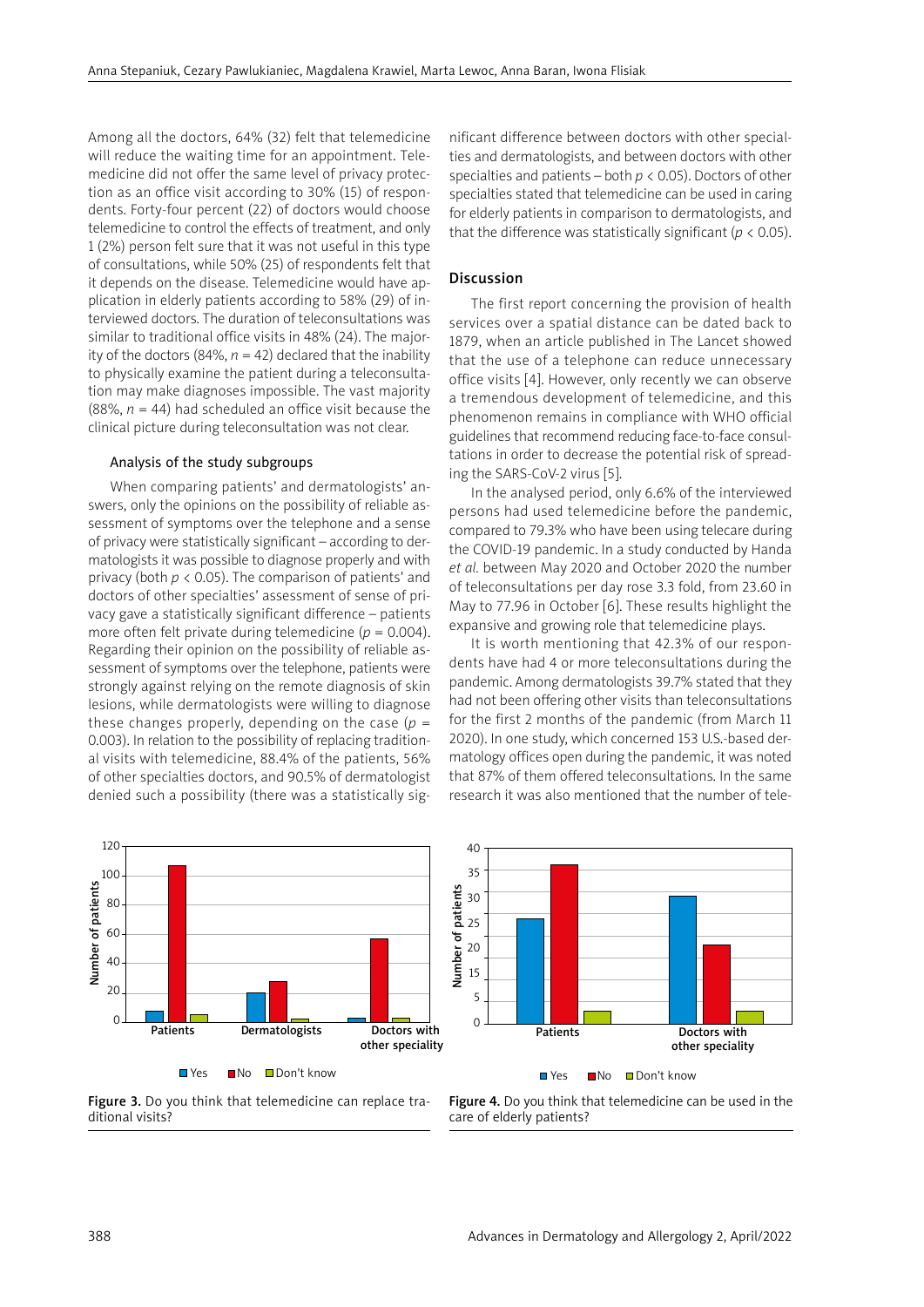Among all the doctors, 64% (32) felt that telemedicine will reduce the waiting time for an appointment. Telemedicine did not offer the same level of privacy protection as an office visit according to 30% (15) of respondents. Forty-four percent (22) of doctors would choose telemedicine to control the effects of treatment, and only 1 (2%) person felt sure that it was not useful in this type of consultations, while 50% (25) of respondents felt that it depends on the disease. Telemedicine would have application in elderly patients according to 58% (29) of interviewed doctors. The duration of teleconsultations was similar to traditional office visits in 48% (24). The majority of the doctors (84%, $n$ = 42) declared that the inability to physically examine the patient during a teleconsultation may make diagnoses impossible. The vast majority (88%, $n$ = 44) had scheduled an office visit because the clinical picture during teleconsultation was not clear.

### Analysis of the study subgroups

When comparing patients' and dermatologists' answers, only the opinions on the possibility of reliable assessment of symptoms over the telephone and a sense of privacy were statistically significant – according to dermatologists it was possible to diagnose properly and with privacy (both $p < 0.05$). The comparison of patients' and doctors of other specialties' assessment of sense of privacy gave a statistically significant difference – patients more often felt private during telemedicine ($p = 0.004$). Regarding their opinion on the possibility of reliable assessment of symptoms over the telephone, patients were strongly against relying on the remote diagnosis of skin lesions, while dermatologists were willing to diagnose these changes properly, depending on the case ($p = 0.003$). In relation to the possibility of replacing traditional visits with telemedicine, 88.4% of the patients, 56% of other specialties doctors, and 90.5% of dermatologist denied such a possibility (there was a statistically significant difference between doctors with other specialties and dermatologists, and between doctors with other specialties and patients – both $p < 0.05$). Doctors of other specialties stated that telemedicine can be used in caring for elderly patients in comparison to dermatologists, and that the difference was statistically significant ($p < 0.05$).

## Discussion

The first report concerning the provision of health services over a spatial distance can be dated back to 1879, when an article published in The Lancet showed that the use of a telephone can reduce unnecessary office visits [4]. However, only recently we can observe a tremendous development of telemedicine, and this phenomenon remains in compliance with WHO official guidelines that recommend reducing face-to-face consultations in order to decrease the potential risk of spreading the SARS-CoV-2 virus [5].

In the analysed period, only 6.6% of the interviewed persons had used telemedicine before the pandemic, compared to 79.3% who have been using telecare during the COVID-19 pandemic. In a study conducted by Handa *et al.* between May 2020 and October 2020 the number of teleconsultations per day rose 3.3 fold, from 23.60 in May to 77.96 in October [6]. These results highlight the expansive and growing role that telemedicine plays.

It is worth mentioning that 42.3% of our respondents have had 4 or more teleconsultations during the pandemic. Among dermatologists 39.7% stated that they had not been offering other visits than teleconsultations for the first 2 months of the pandemic (from March 11 2020). In one study, which concerned 153 U.S.-based dermatology offices open during the pandemic, it was noted that 87% of them offered teleconsultations. In the same research it was also mentioned that the number of tele-

Figure 3. Do you think that telemedicine can replace traditional visits?

Figure 4. Do you think that telemedicine can be used in the care of elderly patients?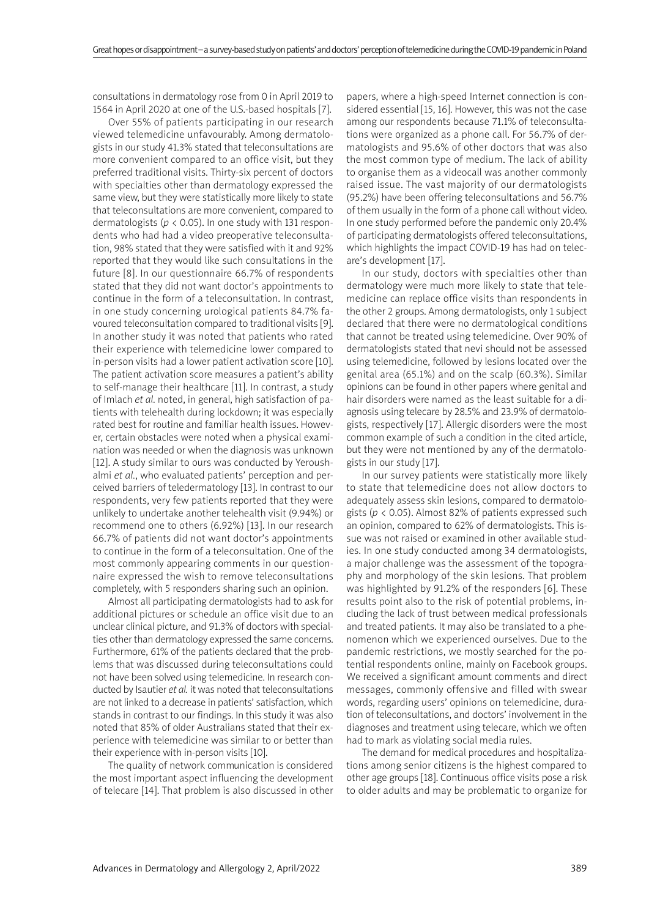consultations in dermatology rose from 0 in April 2019 to 1564 in April 2020 at one of the U.S.-based hospitals [7].

Over 55% of patients participating in our research viewed telemedicine unfavourably. Among dermatologists in our study 41.3% stated that teleconsultations are more convenient compared to an office visit, but they preferred traditional visits. Thirty-six percent of doctors with specialties other than dermatology expressed the same view, but they were statistically more likely to state that teleconsultations are more convenient, compared to dermatologists ($p < 0.05$). In one study with 131 respondents who had had a video preoperative teleconsultation, 98% stated that they were satisfied with it and 92% reported that they would like such consultations in the future [8]. In our questionnaire 66.7% of respondents stated that they did not want doctor's appointments to continue in the form of a teleconsultation. In contrast, in one study concerning urological patients 84.7% favoured teleconsultation compared to traditional visits [9]. In another study it was noted that patients who rated their experience with telemedicine lower compared to in-person visits had a lower patient activation score [10]. The patient activation score measures a patient's ability to self-manage their healthcare [11]. In contrast, a study of Imlach *et al.* noted, in general, high satisfaction of patients with telehealth during lockdown; it was especially rated best for routine and familiar health issues. However, certain obstacles were noted when a physical examination was needed or when the diagnosis was unknown [12]. A study similar to ours was conducted by Yeroushalmi *et al.*, who evaluated patients' perception and perceived barriers of teledermatology [13]. In contrast to our respondents, very few patients reported that they were unlikely to undertake another telehealth visit (9.94%) or recommend one to others (6.92%) [13]. In our research 66.7% of patients did not want doctor's appointments to continue in the form of a teleconsultation. One of the most commonly appearing comments in our questionnaire expressed the wish to remove teleconsultations completely, with 5 responders sharing such an opinion.

Almost all participating dermatologists had to ask for additional pictures or schedule an office visit due to an unclear clinical picture, and 91.3% of doctors with specialties other than dermatology expressed the same concerns. Furthermore, 61% of the patients declared that the problems that was discussed during teleconsultations could not have been solved using telemedicine. In research conducted by Isautier *et al.* it was noted that teleconsultations are not linked to a decrease in patients' satisfaction, which stands in contrast to our findings. In this study it was also noted that 85% of older Australians stated that their experience with telemedicine was similar to or better than their experience with in-person visits [10].

The quality of network communication is considered the most important aspect influencing the development of telecare [14]. That problem is also discussed in other papers, where a high-speed Internet connection is considered essential [15, 16]. However, this was not the case among our respondents because 71.1% of teleconsultations were organized as a phone call. For 56.7% of dermatologists and 95.6% of other doctors that was also the most common type of medium. The lack of ability to organise them as a videocall was another commonly raised issue. The vast majority of our dermatologists (95.2%) have been offering teleconsultations and 56.7% of them usually in the form of a phone call without video. In one study performed before the pandemic only 20.4% of participating dermatologists offered teleconsultations, which highlights the impact COVID-19 has had on telecare's development [17].

In our study, doctors with specialties other than dermatology were much more likely to state that telemedicine can replace office visits than respondents in the other 2 groups. Among dermatologists, only 1 subject declared that there were no dermatological conditions that cannot be treated using telemedicine. Over 90% of dermatologists stated that nevi should not be assessed using telemedicine, followed by lesions located over the genital area (65.1%) and on the scalp (60.3%). Similar opinions can be found in other papers where genital and hair disorders were named as the least suitable for a diagnosis using telecare by 28.5% and 23.9% of dermatologists, respectively [17]. Allergic disorders were the most common example of such a condition in the cited article, but they were not mentioned by any of the dermatologists in our study [17].

In our survey patients were statistically more likely to state that telemedicine does not allow doctors to adequately assess skin lesions, compared to dermatologists ($p < 0.05$). Almost 82% of patients expressed such an opinion, compared to 62% of dermatologists. This issue was not raised or examined in other available studies. In one study conducted among 34 dermatologists, a major challenge was the assessment of the topography and morphology of the skin lesions. That problem was highlighted by 91.2% of the responders [6]. These results point also to the risk of potential problems, including the lack of trust between medical professionals and treated patients. It may also be translated to a phenomenon which we experienced ourselves. Due to the pandemic restrictions, we mostly searched for the potential respondents online, mainly on Facebook groups. We received a significant amount comments and direct messages, commonly offensive and filled with swear words, regarding users' opinions on telemedicine, duration of teleconsultations, and doctors' involvement in the diagnoses and treatment using telecare, which we often had to mark as violating social media rules.

The demand for medical procedures and hospitalizations among senior citizens is the highest compared to other age groups [18]. Continuous office visits pose a risk to older adults and may be problematic to organize for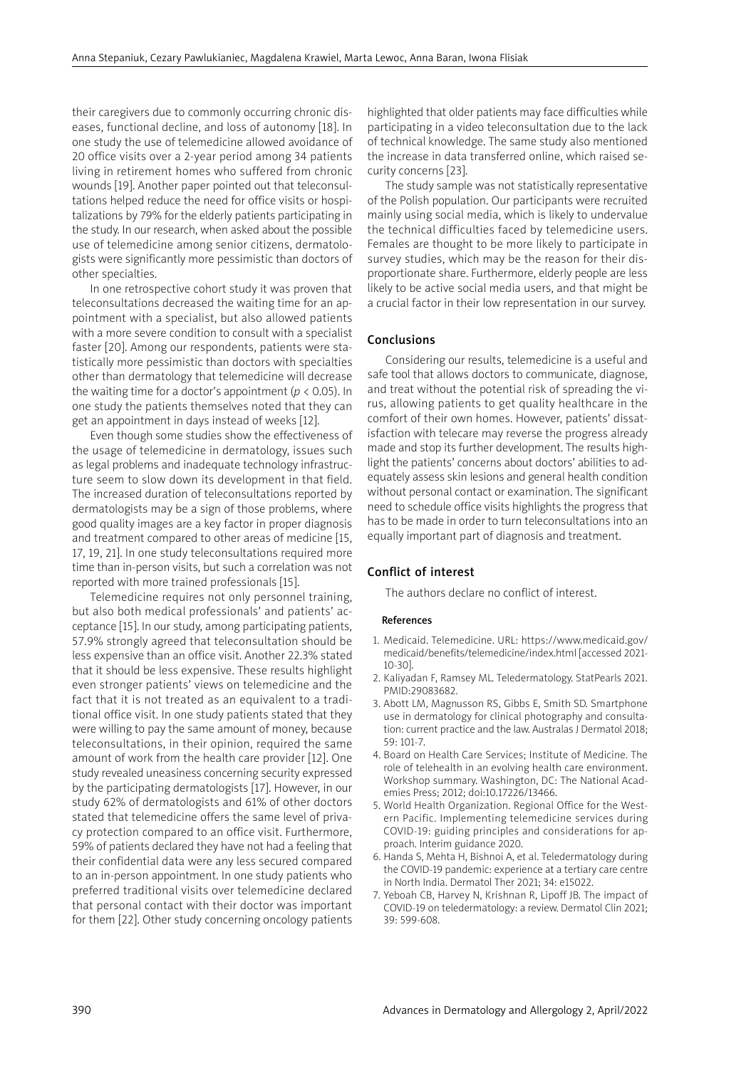their caregivers due to commonly occurring chronic diseases, functional decline, and loss of autonomy [18]. In one study the use of telemedicine allowed avoidance of 20 office visits over a 2-year period among 34 patients living in retirement homes who suffered from chronic wounds [19]. Another paper pointed out that teleconsultations helped reduce the need for office visits or hospitalizations by 79% for the elderly patients participating in the study. In our research, when asked about the possible use of telemedicine among senior citizens, dermatologists were significantly more pessimistic than doctors of other specialties.

In one retrospective cohort study it was proven that teleconsultations decreased the waiting time for an appointment with a specialist, but also allowed patients with a more severe condition to consult with a specialist faster [20]. Among our respondents, patients were statistically more pessimistic than doctors with specialties other than dermatology that telemedicine will decrease the waiting time for a doctor's appointment ($p < 0.05$). In one study the patients themselves noted that they can get an appointment in days instead of weeks [12].

Even though some studies show the effectiveness of the usage of telemedicine in dermatology, issues such as legal problems and inadequate technology infrastructure seem to slow down its development in that field. The increased duration of teleconsultations reported by dermatologists may be a sign of those problems, where good quality images are a key factor in proper diagnosis and treatment compared to other areas of medicine [15, 17, 19, 21]. In one study teleconsultations required more time than in-person visits, but such a correlation was not reported with more trained professionals [15].

Telemedicine requires not only personnel training, but also both medical professionals' and patients' acceptance [15]. In our study, among participating patients, 57.9% strongly agreed that teleconsultation should be less expensive than an office visit. Another 22.3% stated that it should be less expensive. These results highlight even stronger patients' views on telemedicine and the fact that it is not treated as an equivalent to a traditional office visit. In one study patients stated that they were willing to pay the same amount of money, because teleconsultations, in their opinion, required the same amount of work from the health care provider [12]. One study revealed uneasiness concerning security expressed by the participating dermatologists [17]. However, in our study 62% of dermatologists and 61% of other doctors stated that telemedicine offers the same level of privacy protection compared to an office visit. Furthermore, 59% of patients declared they have not had a feeling that their confidential data were any less secured compared to an in-person appointment. In one study patients who preferred traditional visits over telemedicine declared that personal contact with their doctor was important for them [22]. Other study concerning oncology patients highlighted that older patients may face difficulties while participating in a video teleconsultation due to the lack of technical knowledge. The same study also mentioned the increase in data transferred online, which raised security concerns [23].

The study sample was not statistically representative of the Polish population. Our participants were recruited mainly using social media, which is likely to undervalue the technical difficulties faced by telemedicine users. Females are thought to be more likely to participate in survey studies, which may be the reason for their disproportionate share. Furthermore, elderly people are less likely to be active social media users, and that might be a crucial factor in their low representation in our survey.

## Conclusions

Considering our results, telemedicine is a useful and safe tool that allows doctors to communicate, diagnose, and treat without the potential risk of spreading the virus, allowing patients to get quality healthcare in the comfort of their own homes. However, patients' dissatisfaction with telecare may reverse the progress already made and stop its further development. The results highlight the patients' concerns about doctors' abilities to adequately assess skin lesions and general health condition without personal contact or examination. The significant need to schedule office visits highlights the progress that has to be made in order to turn teleconsultations into an equally important part of diagnosis and treatment.

## Conflict of interest

The authors declare no conflict of interest.

### References

1. Medicaid. Telemedicine. URL: https://www.medicaid.gov/medicaid/benefits/telemedicine/index.html [accessed 2021-10-30].
2. Kaliyadan F, Ramsey ML. Teledermatology. StatPearls 2021. PMID:29083682.
3. Abott LM, Magnusson RS, Gibbs E, Smith SD. Smartphone use in dermatology for clinical photography and consultation: current practice and the law. Australas J Dermatol 2018; 59: 101-7.
4. Board on Health Care Services; Institute of Medicine. The role of telehealth in an evolving health care environment. Workshop summary. Washington, DC: The National Academies Press; 2012; doi:10.17226/13466.
5. World Health Organization. Regional Office for the Western Pacific. Implementing telemedicine services during COVID-19: guiding principles and considerations for approach. Interim guidance 2020.
6. Handa S, Mehta H, Bishnoi A, et al. Teledermatology during the COVID-19 pandemic: experience at a tertiary care centre in North India. Dermatol Ther 2021; 34: e15022.
7. Yeboah CB, Harvey N, Krishnan R, Lipoff JB. The impact of COVID-19 on teledermatology: a review. Dermatol Clin 2021; 39: 599-608.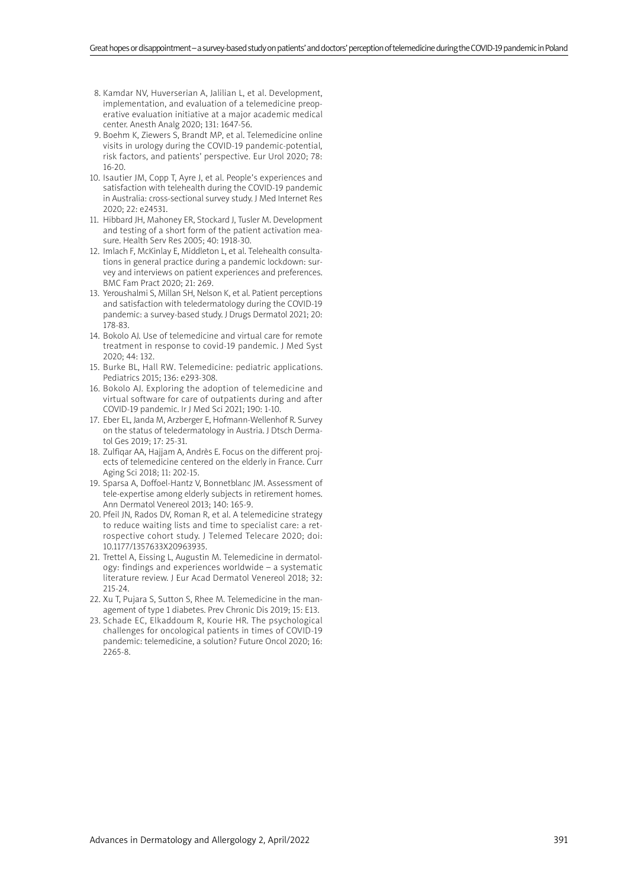8. Kamdar NV, Huverserian A, Jalilian L, et al. Development, implementation, and evaluation of a telemedicine preoperative evaluation initiative at a major academic medical center. Anesth Analg 2020; 131: 1647-56.
9. Boehm K, Ziewers S, Brandt MP, et al. Telemedicine online visits in urology during the COVID-19 pandemic-potential, risk factors, and patients' perspective. Eur Urol 2020; 78: 16-20.
10. Isautier JM, Copp T, Ayre J, et al. People's experiences and satisfaction with telehealth during the COVID-19 pandemic in Australia: cross-sectional survey study. J Med Internet Res 2020; 22: e24531.
11. Hibbard JH, Mahoney ER, Stockard J, Tusler M. Development and testing of a short form of the patient activation measure. Health Serv Res 2005; 40: 1918-30.
12. Imlach F, McKinlay E, Middleton L, et al. Telehealth consultations in general practice during a pandemic lockdown: survey and interviews on patient experiences and preferences. BMC Fam Pract 2020; 21: 269.
13. Yeroushalmi S, Millan SH, Nelson K, et al. Patient perceptions and satisfaction with teledermatology during the COVID-19 pandemic: a survey-based study. J Drugs Dermatol 2021; 20: 178-83.
14. Bokolo AJ. Use of telemedicine and virtual care for remote treatment in response to covid-19 pandemic. J Med Syst 2020; 44: 132.
15. Burke BL, Hall RW. Telemedicine: pediatric applications. Pediatrics 2015; 136: e293-308.
16. Bokolo AJ. Exploring the adoption of telemedicine and virtual software for care of outpatients during and after COVID-19 pandemic. Ir J Med Sci 2021; 190: 1-10.
17. Eber EL, Janda M, Arzberger E, Hofmann-Wellenhof R. Survey on the status of teledermatology in Austria. J Dtsch Dermatol Ges 2019; 17: 25-31.
18. Zulfiqar AA, Hajjam A, Andrès E. Focus on the different projects of telemedicine centered on the elderly in France. Curr Aging Sci 2018; 11: 202-15.
19. Sparsa A, Doffoel-Hantz V, Bonnetblanc JM. Assessment of tele-expertise among elderly subjects in retirement homes. Ann Dermatol Venereol 2013; 140: 165-9.
20. Pfeil JN, Rados DV, Roman R, et al. A telemedicine strategy to reduce waiting lists and time to specialist care: a retrospective cohort study. J Telemed Telecare 2020; doi: 10.1177/1357633X20963935.
21. Trettel A, Eissing L, Augustin M. Telemedicine in dermatology: findings and experiences worldwide – a systematic literature review. J Eur Acad Dermatol Venereol 2018; 32: 215-24.
22. Xu T, Pujara S, Sutton S, Rhee M. Telemedicine in the management of type 1 diabetes. Prev Chronic Dis 2019; 15: E13.
23. Schade EC, Elkaddoum R, Kourie HR. The psychological challenges for oncological patients in times of COVID-19 pandemic: telemedicine, a solution? Future Oncol 2020; 16: 2265-8.